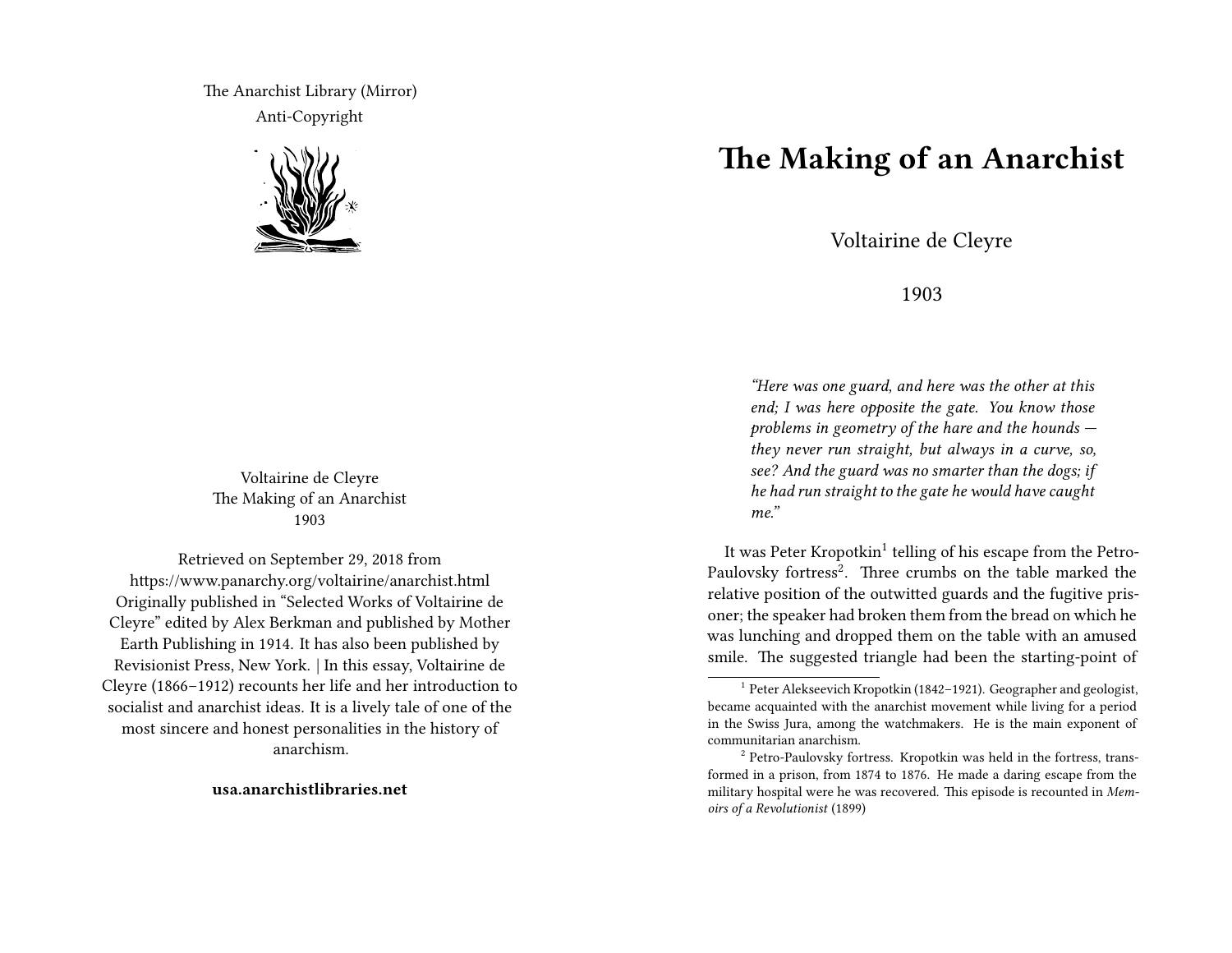The Anarchist Library (Mirror)

Anti-Copyright

Voltairine de Cleyre
The Making of an Anarchist
1903

Retrieved on September 29, 2018 from https://www.panarchy.org/voltairine/anarchist.html
Originally published in "Selected Works of Voltairine de Cleyre" edited by Alex Berkman and published by Mother Earth Publishing in 1914. It has also been published by Revisionist Press, New York. | In this essay, Voltairine de Cleyre (1866–1912) recounts her life and her introduction to socialist and anarchist ideas. It is a lively tale of one of the most sincere and honest personalities in the history of anarchism.

**usa.anarchistlibraries.net**

# The Making of an Anarchist

Voltairine de Cleyre

1903

> *"Here was one guard, and here was the other at this end; I was here opposite the gate. You know those problems in geometry of the hare and the hounds — they never run straight, but always in a curve, so, see? And the guard was no smarter than the dogs; if he had run straight to the gate he would have caught me."*

It was Peter Kropotkin[1] telling of his escape from the Petro-Paulovsky fortress[2]. Three crumbs on the table marked the relative position of the outwitted guards and the fugitive prisoner; the speaker had broken them from the bread on which he was lunching and dropped them on the table with an amused smile. The suggested triangle had been the starting-point of

[1] Peter Alekseevich Kropotkin (1842–1921). Geographer and geologist, became acquainted with the anarchist movement while living for a period in the Swiss Jura, among the watchmakers. He is the main exponent of communitarian anarchism.

[2] Petro-Paulovsky fortress. Kropotkin was held in the fortress, transformed in a prison, from 1874 to 1876. He made a daring escape from the military hospital were he was recovered. This episode is recounted in *Memoirs of a Revolutionist* (1899)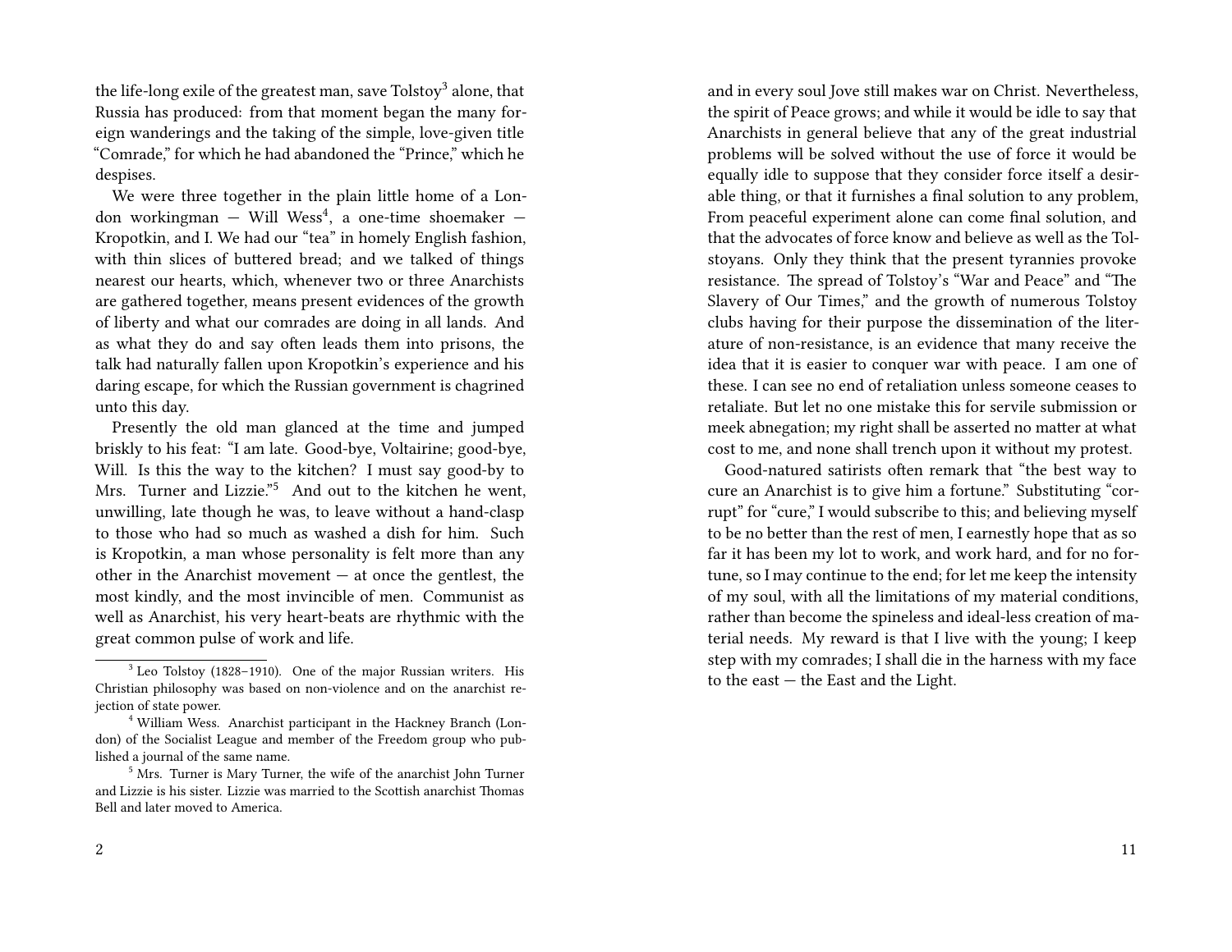the life-long exile of the greatest man, save Tolstoy[3] alone, that Russia has produced: from that moment began the many foreign wanderings and the taking of the simple, love-given title "Comrade," for which he had abandoned the "Prince," which he despises.

We were three together in the plain little home of a London workingman — Will Wess[4], a one-time shoemaker — Kropotkin, and I. We had our "tea" in homely English fashion, with thin slices of buttered bread; and we talked of things nearest our hearts, which, whenever two or three Anarchists are gathered together, means present evidences of the growth of liberty and what our comrades are doing in all lands. And as what they do and say often leads them into prisons, the talk had naturally fallen upon Kropotkin's experience and his daring escape, for which the Russian government is chagrined unto this day.

Presently the old man glanced at the time and jumped briskly to his feat: "I am late. Good-bye, Voltairine; good-bye, Will. Is this the way to the kitchen? I must say good-by to Mrs. Turner and Lizzie."[5] And out to the kitchen he went, unwilling, late though he was, to leave without a hand-clasp to those who had so much as washed a dish for him. Such is Kropotkin, a man whose personality is felt more than any other in the Anarchist movement — at once the gentlest, the most kindly, and the most invincible of men. Communist as well as Anarchist, his very heart-beats are rhythmic with the great common pulse of work and life.

[3] Leo Tolstoy (1828–1910). One of the major Russian writers. His Christian philosophy was based on non-violence and on the anarchist rejection of state power.

[4] William Wess. Anarchist participant in the Hackney Branch (London) of the Socialist League and member of the Freedom group who published a journal of the same name.

[5] Mrs. Turner is Mary Turner, the wife of the anarchist John Turner and Lizzie is his sister. Lizzie was married to the Scottish anarchist Thomas Bell and later moved to America.

and in every soul Jove still makes war on Christ. Nevertheless, the spirit of Peace grows; and while it would be idle to say that Anarchists in general believe that any of the great industrial problems will be solved without the use of force it would be equally idle to suppose that they consider force itself a desirable thing, or that it furnishes a final solution to any problem, From peaceful experiment alone can come final solution, and that the advocates of force know and believe as well as the Tolstoyans. Only they think that the present tyrannies provoke resistance. The spread of Tolstoy's "War and Peace" and "The Slavery of Our Times," and the growth of numerous Tolstoy clubs having for their purpose the dissemination of the literature of non-resistance, is an evidence that many receive the idea that it is easier to conquer war with peace. I am one of these. I can see no end of retaliation unless someone ceases to retaliate. But let no one mistake this for servile submission or meek abnegation; my right shall be asserted no matter at what cost to me, and none shall trench upon it without my protest.

Good-natured satirists often remark that "the best way to cure an Anarchist is to give him a fortune." Substituting "corrupt" for "cure," I would subscribe to this; and believing myself to be no better than the rest of men, I earnestly hope that as so far it has been my lot to work, and work hard, and for no fortune, so I may continue to the end; for let me keep the intensity of my soul, with all the limitations of my material conditions, rather than become the spineless and ideal-less creation of material needs. My reward is that I live with the young; I keep step with my comrades; I shall die in the harness with my face to the east — the East and the Light.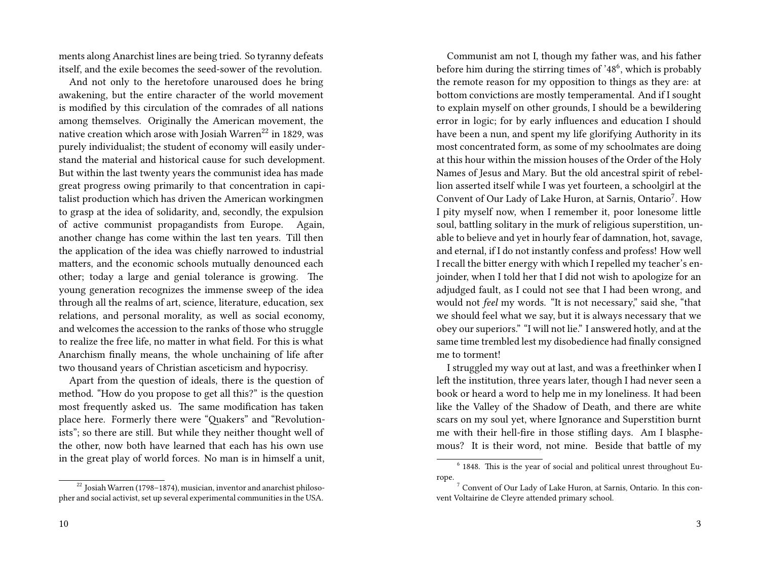ments along Anarchist lines are being tried. So tyranny defeats itself, and the exile becomes the seed-sower of the revolution.

And not only to the heretofore unaroused does he bring awakening, but the entire character of the world movement is modified by this circulation of the comrades of all nations among themselves. Originally the American movement, the native creation which arose with Josiah Warren[22] in 1829, was purely individualist; the student of economy will easily understand the material and historical cause for such development. But within the last twenty years the communist idea has made great progress owing primarily to that concentration in capitalist production which has driven the American workingmen to grasp at the idea of solidarity, and, secondly, the expulsion of active communist propagandists from Europe. Again, another change has come within the last ten years. Till then the application of the idea was chiefly narrowed to industrial matters, and the economic schools mutually denounced each other; today a large and genial tolerance is growing. The young generation recognizes the immense sweep of the idea through all the realms of art, science, literature, education, sex relations, and personal morality, as well as social economy, and welcomes the accession to the ranks of those who struggle to realize the free life, no matter in what field. For this is what Anarchism finally means, the whole unchaining of life after two thousand years of Christian asceticism and hypocrisy.

Apart from the question of ideals, there is the question of method. "How do you propose to get all this?" is the question most frequently asked us. The same modification has taken place here. Formerly there were "Quakers" and "Revolutionists"; so there are still. But while they neither thought well of the other, now both have learned that each has his own use in the great play of world forces. No man is in himself a unit,

[22] Josiah Warren (1798–1874), musician, inventor and anarchist philosopher and social activist, set up several experimental communities in the USA.

Communist am not I, though my father was, and his father before him during the stirring times of '48[6], which is probably the remote reason for my opposition to things as they are: at bottom convictions are mostly temperamental. And if I sought to explain myself on other grounds, I should be a bewildering error in logic; for by early influences and education I should have been a nun, and spent my life glorifying Authority in its most concentrated form, as some of my schoolmates are doing at this hour within the mission houses of the Order of the Holy Names of Jesus and Mary. But the old ancestral spirit of rebellion asserted itself while I was yet fourteen, a schoolgirl at the Convent of Our Lady of Lake Huron, at Sarnis, Ontario[7]. How I pity myself now, when I remember it, poor lonesome little soul, battling solitary in the murk of religious superstition, unable to believe and yet in hourly fear of damnation, hot, savage, and eternal, if I do not instantly confess and profess! How well I recall the bitter energy with which I repelled my teacher's enjoinder, when I told her that I did not wish to apologize for an adjudged fault, as I could not see that I had been wrong, and would not *feel* my words. "It is not necessary," said she, "that we should feel what we say, but it is always necessary that we obey our superiors." "I will not lie." I answered hotly, and at the same time trembled lest my disobedience had finally consigned me to torment!

I struggled my way out at last, and was a freethinker when I left the institution, three years later, though I had never seen a book or heard a word to help me in my loneliness. It had been like the Valley of the Shadow of Death, and there are white scars on my soul yet, where Ignorance and Superstition burnt me with their hell-fire in those stifling days. Am I blasphemous? It is their word, not mine. Beside that battle of my

[6] 1848. This is the year of social and political unrest throughout Europe.

[7] Convent of Our Lady of Lake Huron, at Sarnis, Ontario. In this convent Voltairine de Cleyre attended primary school.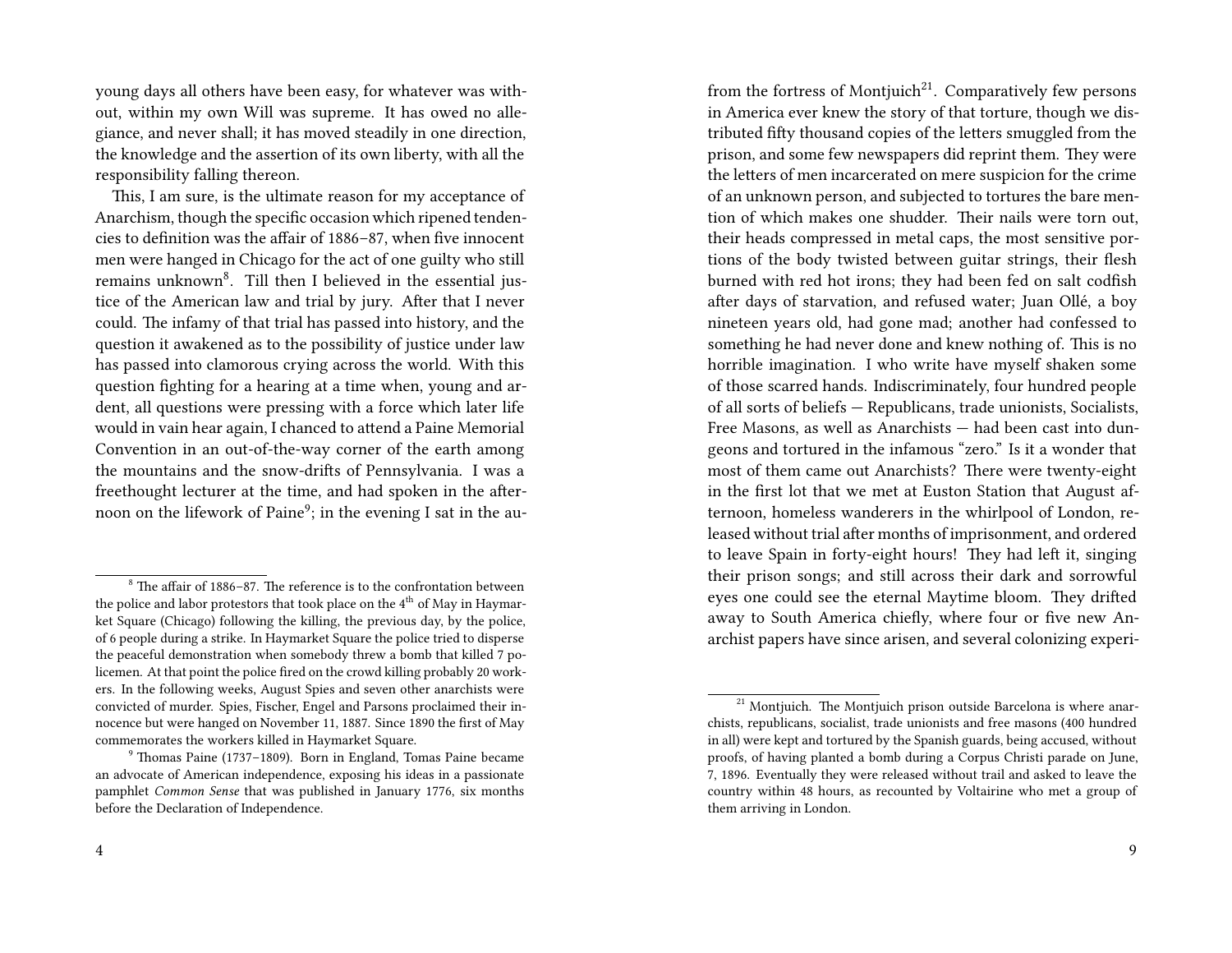young days all others have been easy, for whatever was without, within my own Will was supreme. It has owed no allegiance, and never shall; it has moved steadily in one direction, the knowledge and the assertion of its own liberty, with all the responsibility falling thereon.

This, I am sure, is the ultimate reason for my acceptance of Anarchism, though the specific occasion which ripened tendencies to definition was the affair of 1886–87, when five innocent men were hanged in Chicago for the act of one guilty who still remains unknown[8]. Till then I believed in the essential justice of the American law and trial by jury. After that I never could. The infamy of that trial has passed into history, and the question it awakened as to the possibility of justice under law has passed into clamorous crying across the world. With this question fighting for a hearing at a time when, young and ardent, all questions were pressing with a force which later life would in vain hear again, I chanced to attend a Paine Memorial Convention in an out-of-the-way corner of the earth among the mountains and the snow-drifts of Pennsylvania. I was a freethought lecturer at the time, and had spoken in the afternoon on the lifework of Paine[9]; in the evening I sat in the au-

[8] The affair of 1886–87. The reference is to the confrontation between the police and labor protestors that took place on the 4th of May in Haymarket Square (Chicago) following the killing, the previous day, by the police, of 6 people during a strike. In Haymarket Square the police tried to disperse the peaceful demonstration when somebody threw a bomb that killed 7 policemen. At that point the police fired on the crowd killing probably 20 workers. In the following weeks, August Spies and seven other anarchists were convicted of murder. Spies, Fischer, Engel and Parsons proclaimed their innocence but were hanged on November 11, 1887. Since 1890 the first of May commemorates the workers killed in Haymarket Square.

[9] Thomas Paine (1737–1809). Born in England, Tomas Paine became an advocate of American independence, exposing his ideas in a passionate pamphlet *Common Sense* that was published in January 1776, six months before the Declaration of Independence.

from the fortress of Montjuich[21]. Comparatively few persons in America ever knew the story of that torture, though we distributed fifty thousand copies of the letters smuggled from the prison, and some few newspapers did reprint them. They were the letters of men incarcerated on mere suspicion for the crime of an unknown person, and subjected to tortures the bare mention of which makes one shudder. Their nails were torn out, their heads compressed in metal caps, the most sensitive portions of the body twisted between guitar strings, their flesh burned with red hot irons; they had been fed on salt codfish after days of starvation, and refused water; Juan Ollé, a boy nineteen years old, had gone mad; another had confessed to something he had never done and knew nothing of. This is no horrible imagination. I who write have myself shaken some of those scarred hands. Indiscriminately, four hundred people of all sorts of beliefs — Republicans, trade unionists, Socialists, Free Masons, as well as Anarchists — had been cast into dungeons and tortured in the infamous "zero." Is it a wonder that most of them came out Anarchists? There were twenty-eight in the first lot that we met at Euston Station that August afternoon, homeless wanderers in the whirlpool of London, released without trial after months of imprisonment, and ordered to leave Spain in forty-eight hours! They had left it, singing their prison songs; and still across their dark and sorrowful eyes one could see the eternal Maytime bloom. They drifted away to South America chiefly, where four or five new Anarchist papers have since arisen, and several colonizing experi-

[21] Montjuich. The Montjuich prison outside Barcelona is where anarchists, republicans, socialist, trade unionists and free masons (400 hundred in all) were kept and tortured by the Spanish guards, being accused, without proofs, of having planted a bomb during a Corpus Christi parade on June, 7, 1896. Eventually they were released without trail and asked to leave the country within 48 hours, as recounted by Voltairine who met a group of them arriving in London.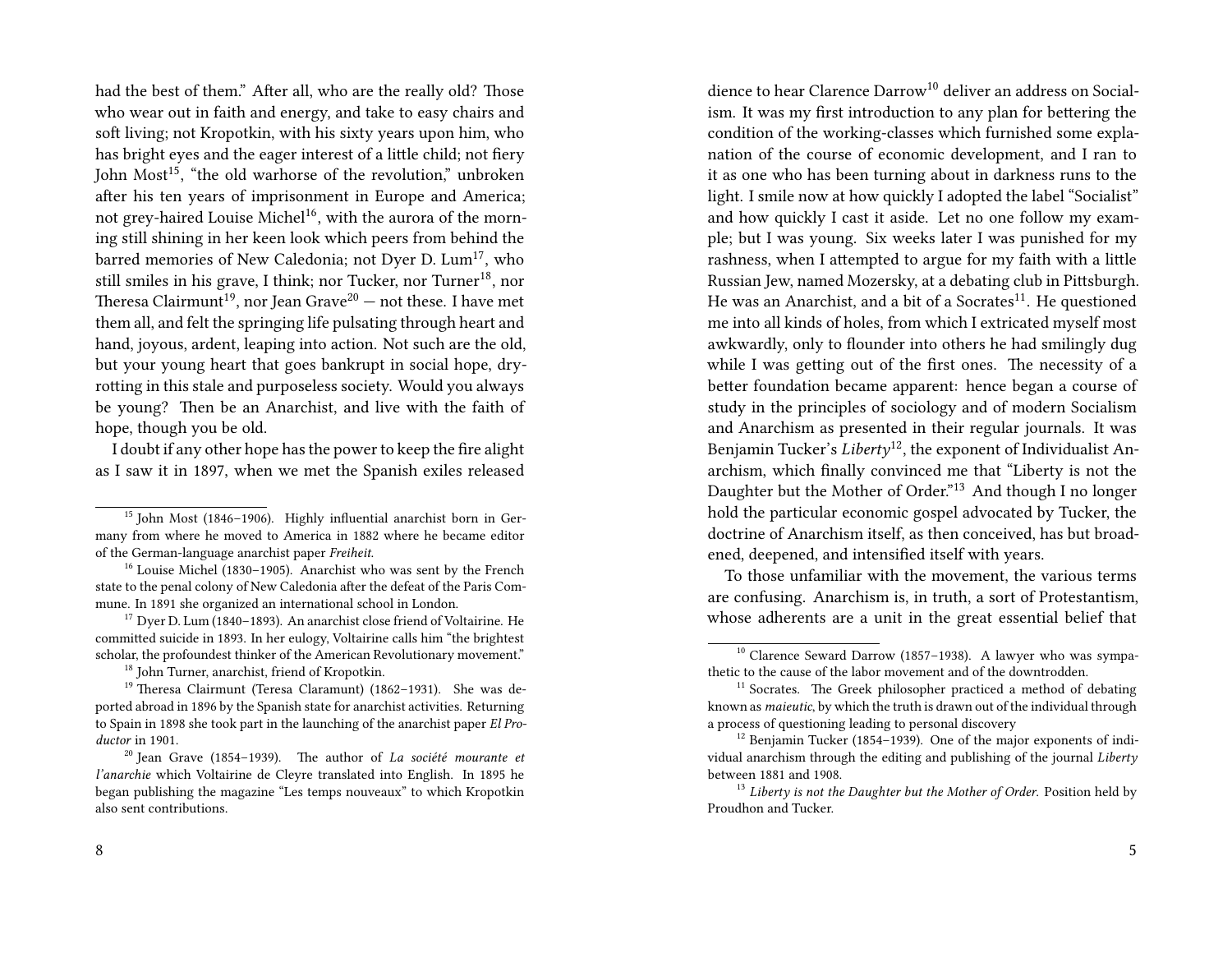had the best of them." After all, who are the really old? Those who wear out in faith and energy, and take to easy chairs and soft living; not Kropotkin, with his sixty years upon him, who has bright eyes and the eager interest of a little child; not fiery John Most[15], "the old warhorse of the revolution," unbroken after his ten years of imprisonment in Europe and America; not grey-haired Louise Michel[16], with the aurora of the morning still shining in her keen look which peers from behind the barred memories of New Caledonia; not Dyer D. Lum[17], who still smiles in his grave, I think; nor Tucker, nor Turner[18], nor Theresa Clairmunt[19], nor Jean Grave[20] — not these. I have met them all, and felt the springing life pulsating through heart and hand, joyous, ardent, leaping into action. Not such are the old, but your young heart that goes bankrupt in social hope, dry-rotting in this stale and purposeless society. Would you always be young? Then be an Anarchist, and live with the faith of hope, though you be old.

I doubt if any other hope has the power to keep the fire alight as I saw it in 1897, when we met the Spanish exiles released

[15] John Most (1846–1906). Highly influential anarchist born in Germany from where he moved to America in 1882 where he became editor of the German-language anarchist paper *Freiheit*.

[16] Louise Michel (1830–1905). Anarchist who was sent by the French state to the penal colony of New Caledonia after the defeat of the Paris Commune. In 1891 she organized an international school in London.

[17] Dyer D. Lum (1840–1893). An anarchist close friend of Voltairine. He committed suicide in 1893. In her eulogy, Voltairine calls him "the brightest scholar, the profoundest thinker of the American Revolutionary movement."

[18] John Turner, anarchist, friend of Kropotkin.

[19] Theresa Clairmunt (Teresa Claramunt) (1862–1931). She was deported abroad in 1896 by the Spanish state for anarchist activities. Returning to Spain in 1898 she took part in the launching of the anarchist paper *El Productor* in 1901.

[20] Jean Grave (1854–1939). The author of *La société mourante et l'anarchie* which Voltairine de Cleyre translated into English. In 1895 he began publishing the magazine "Les temps nouveaux" to which Kropotkin also sent contributions.

dience to hear Clarence Darrow[10] deliver an address on Socialism. It was my first introduction to any plan for bettering the condition of the working-classes which furnished some explanation of the course of economic development, and I ran to it as one who has been turning about in darkness runs to the light. I smile now at how quickly I adopted the label "Socialist" and how quickly I cast it aside. Let no one follow my example; but I was young. Six weeks later I was punished for my rashness, when I attempted to argue for my faith with a little Russian Jew, named Mozersky, at a debating club in Pittsburgh. He was an Anarchist, and a bit of a Socrates[11]. He questioned me into all kinds of holes, from which I extricated myself most awkwardly, only to flounder into others he had smilingly dug while I was getting out of the first ones. The necessity of a better foundation became apparent: hence began a course of study in the principles of sociology and of modern Socialism and Anarchism as presented in their regular journals. It was Benjamin Tucker's *Liberty*[12], the exponent of Individualist Anarchism, which finally convinced me that "Liberty is not the Daughter but the Mother of Order."[13] And though I no longer hold the particular economic gospel advocated by Tucker, the doctrine of Anarchism itself, as then conceived, has but broadened, deepened, and intensified itself with years.

To those unfamiliar with the movement, the various terms are confusing. Anarchism is, in truth, a sort of Protestantism, whose adherents are a unit in the great essential belief that

[10] Clarence Seward Darrow (1857–1938). A lawyer who was sympathetic to the cause of the labor movement and of the downtrodden.

[11] Socrates. The Greek philosopher practiced a method of debating known as *maieutic*, by which the truth is drawn out of the individual through a process of questioning leading to personal discovery

[12] Benjamin Tucker (1854–1939). One of the major exponents of individual anarchism through the editing and publishing of the journal *Liberty* between 1881 and 1908.

[13] *Liberty is not the Daughter but the Mother of Order.* Position held by Proudhon and Tucker.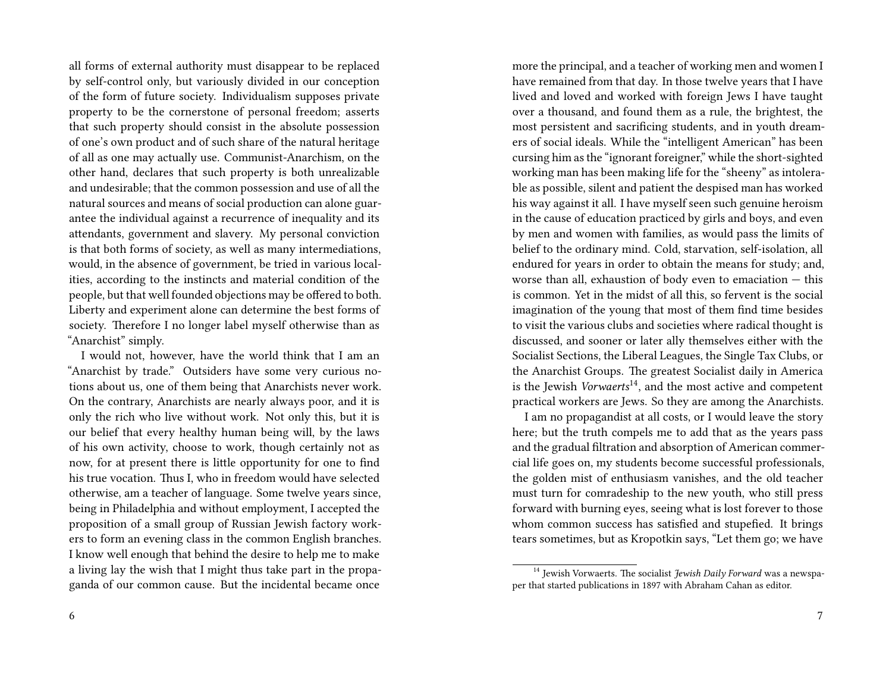all forms of external authority must disappear to be replaced by self-control only, but variously divided in our conception of the form of future society. Individualism supposes private property to be the cornerstone of personal freedom; asserts that such property should consist in the absolute possession of one's own product and of such share of the natural heritage of all as one may actually use. Communist-Anarchism, on the other hand, declares that such property is both unrealizable and undesirable; that the common possession and use of all the natural sources and means of social production can alone guarantee the individual against a recurrence of inequality and its attendants, government and slavery. My personal conviction is that both forms of society, as well as many intermediations, would, in the absence of government, be tried in various localities, according to the instincts and material condition of the people, but that well founded objections may be offered to both. Liberty and experiment alone can determine the best forms of society. Therefore I no longer label myself otherwise than as "Anarchist" simply.

I would not, however, have the world think that I am an "Anarchist by trade." Outsiders have some very curious notions about us, one of them being that Anarchists never work. On the contrary, Anarchists are nearly always poor, and it is only the rich who live without work. Not only this, but it is our belief that every healthy human being will, by the laws of his own activity, choose to work, though certainly not as now, for at present there is little opportunity for one to find his true vocation. Thus I, who in freedom would have selected otherwise, am a teacher of language. Some twelve years since, being in Philadelphia and without employment, I accepted the proposition of a small group of Russian Jewish factory workers to form an evening class in the common English branches. I know well enough that behind the desire to help me to make a living lay the wish that I might thus take part in the propaganda of our common cause. But the incidental became once more the principal, and a teacher of working men and women I have remained from that day. In those twelve years that I have lived and loved and worked with foreign Jews I have taught over a thousand, and found them as a rule, the brightest, the most persistent and sacrificing students, and in youth dreamers of social ideals. While the "intelligent American" has been cursing him as the "ignorant foreigner," while the short-sighted working man has been making life for the "sheeny" as intolerable as possible, silent and patient the despised man has worked his way against it all. I have myself seen such genuine heroism in the cause of education practiced by girls and boys, and even by men and women with families, as would pass the limits of belief to the ordinary mind. Cold, starvation, self-isolation, all endured for years in order to obtain the means for study; and, worse than all, exhaustion of body even to emaciation — this is common. Yet in the midst of all this, so fervent is the social imagination of the young that most of them find time besides to visit the various clubs and societies where radical thought is discussed, and sooner or later ally themselves either with the Socialist Sections, the Liberal Leagues, the Single Tax Clubs, or the Anarchist Groups. The greatest Socialist daily in America is the Jewish *Vorwaerts*[14], and the most active and competent practical workers are Jews. So they are among the Anarchists.

I am no propagandist at all costs, or I would leave the story here; but the truth compels me to add that as the years pass and the gradual filtration and absorption of American commercial life goes on, my students become successful professionals, the golden mist of enthusiasm vanishes, and the old teacher must turn for comradeship to the new youth, who still press forward with burning eyes, seeing what is lost forever to those whom common success has satisfied and stupefied. It brings tears sometimes, but as Kropotkin says, "Let them go; we have

[14] Jewish Vorwaerts. The socialist *Jewish Daily Forward* was a newspaper that started publications in 1897 with Abraham Cahan as editor.